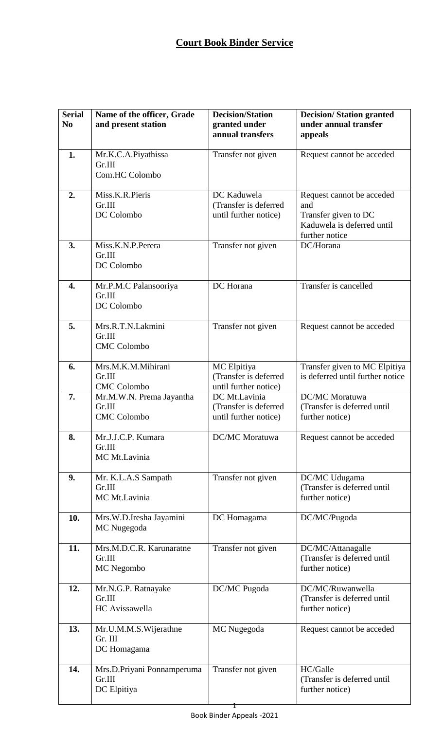# Court Book Binder Service

| Serial No | Name of the officer, Grade and present station | Decision/Station granted under annual transfers | Decision/ Station granted under annual transfer appeals |
|---|---|---|---|
| 1. | Mr.K.C.A.Piyathissa Gr.III Com.HC Colombo | Transfer not given | Request cannot be acceded |
| 2. | Miss.K.R.Pieris Gr.III DC Colombo | DC Kaduwela (Transfer is deferred until further notice) | Request cannot be acceded and Transfer given to DC Kaduwela is deferred until further notice |
| 3. | Miss.K.N.P.Perera Gr.III DC Colombo | Transfer not given | DC/Horana |
| 4. | Mr.P.M.C Palansooriya Gr.III DC Colombo | DC Horana | Transfer is cancelled |
| 5. | Mrs.R.T.N.Lakmini Gr.III CMC Colombo | Transfer not given | Request cannot be acceded |
| 6. | Mrs.M.K.M.Mihirani Gr.III CMC Colombo | MC Elpitiya (Transfer is deferred until further notice) | Transfer given to MC Elpitiya is deferred until further notice |
| 7. | Mr.M.W.N. Prema Jayantha Gr.III CMC Colombo | DC Mt.Lavinia (Transfer is deferred until further notice) | DC/MC Moratuwa (Transfer is deferred until further notice) |
| 8. | Mr.J.J.C.P. Kumara Gr.III MC Mt.Lavinia | DC/MC Moratuwa | Request cannot be acceded |
| 9. | Mr. K.L.A.S Sampath Gr.III MC Mt.Lavinia | Transfer not given | DC/MC Udugama (Transfer is deferred until further notice) |
| 10. | Mrs.W.D.Iresha Jayamini MC Nugegoda | DC Homagama | DC/MC/Pugoda |
| 11. | Mrs.M.D.C.R. Karunaratne Gr.III MC Negombo | Transfer not given | DC/MC/Attanagalle (Transfer is deferred until further notice) |
| 12. | Mr.N.G.P. Ratnayake Gr.III HC Avissawella | DC/MC Pugoda | DC/MC/Ruwanwella (Transfer is deferred until further notice) |
| 13. | Mr.U.M.M.S.Wijerathne Gr. III DC Homagama | MC Nugegoda | Request cannot be acceded |
| 14. | Mrs.D.Priyani Ponnamperuma Gr.III DC Elpitiya | Transfer not given | HC/Galle (Transfer is deferred until further notice) |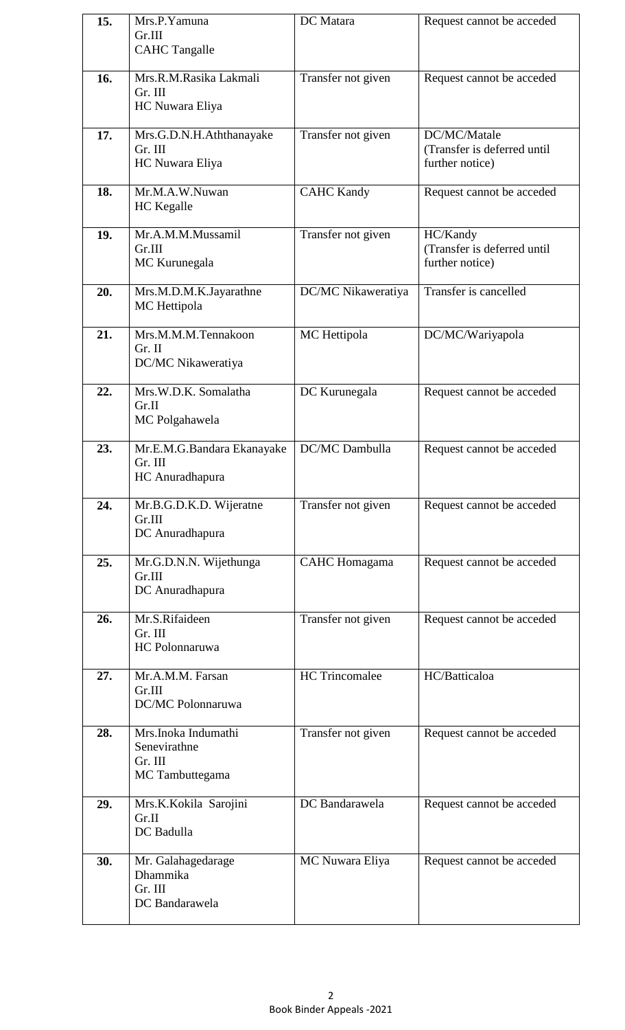| | | | |
|---|---|---|---|
| **15.** | Mrs.P.Yamuna<br>Gr.III<br>CAHC Tangalle | DC Matara | Request cannot be acceded |
| **16.** | Mrs.R.M.Rasika Lakmali<br>Gr. III<br>HC Nuwara Eliya | Transfer not given | Request cannot be acceded |
| **17.** | Mrs.G.D.N.H.Aththanayake<br>Gr. III<br>HC Nuwara Eliya | Transfer not given | DC/MC/Matale<br>(Transfer is deferred until further notice) |
| **18.** | Mr.M.A.W.Nuwan<br>HC Kegalle | CAHC Kandy | Request cannot be acceded |
| **19.** | Mr.A.M.M.Mussamil<br>Gr.III<br>MC Kurunegala | Transfer not given | HC/Kandy<br>(Transfer is deferred until further notice) |
| **20.** | Mrs.M.D.M.K.Jayarathne<br>MC Hettipola | DC/MC Nikaweratiya | Transfer is cancelled |
| **21.** | Mrs.M.M.M.Tennakoon<br>Gr. II<br>DC/MC Nikaweratiya | MC Hettipola | DC/MC/Wariyapola |
| **22.** | Mrs.W.D.K. Somalatha<br>Gr.II<br>MC Polgahawela | DC Kurunegala | Request cannot be acceded |
| **23.** | Mr.E.M.G.Bandara Ekanayake<br>Gr. III<br>HC Anuradhapura | DC/MC Dambulla | Request cannot be acceded |
| **24.** | Mr.B.G.D.K.D. Wijeratne<br>Gr.III<br>DC Anuradhapura | Transfer not given | Request cannot be acceded |
| **25.** | Mr.G.D.N.N. Wijethunga<br>Gr.III<br>DC Anuradhapura | CAHC Homagama | Request cannot be acceded |
| **26.** | Mr.S.Rifaideen<br>Gr. III<br>HC Polonnaruwa | Transfer not given | Request cannot be acceded |
| **27.** | Mr.A.M.M. Farsan<br>Gr.III<br>DC/MC Polonnaruwa | HC Trincomalee | HC/Batticaloa |
| **28.** | Mrs.Inoka Indumathi Senevirathne<br>Gr. III<br>MC Tambuttegama | Transfer not given | Request cannot be acceded |
| **29.** | Mrs.K.Kokila Sarojini<br>Gr.II<br>DC Badulla | DC Bandarawela | Request cannot be acceded |
| **30.** | Mr. Galahagedarage Dhammika<br>Gr. III<br>DC Bandarawela | MC Nuwara Eliya | Request cannot be acceded |

Book Binder Appeals -2021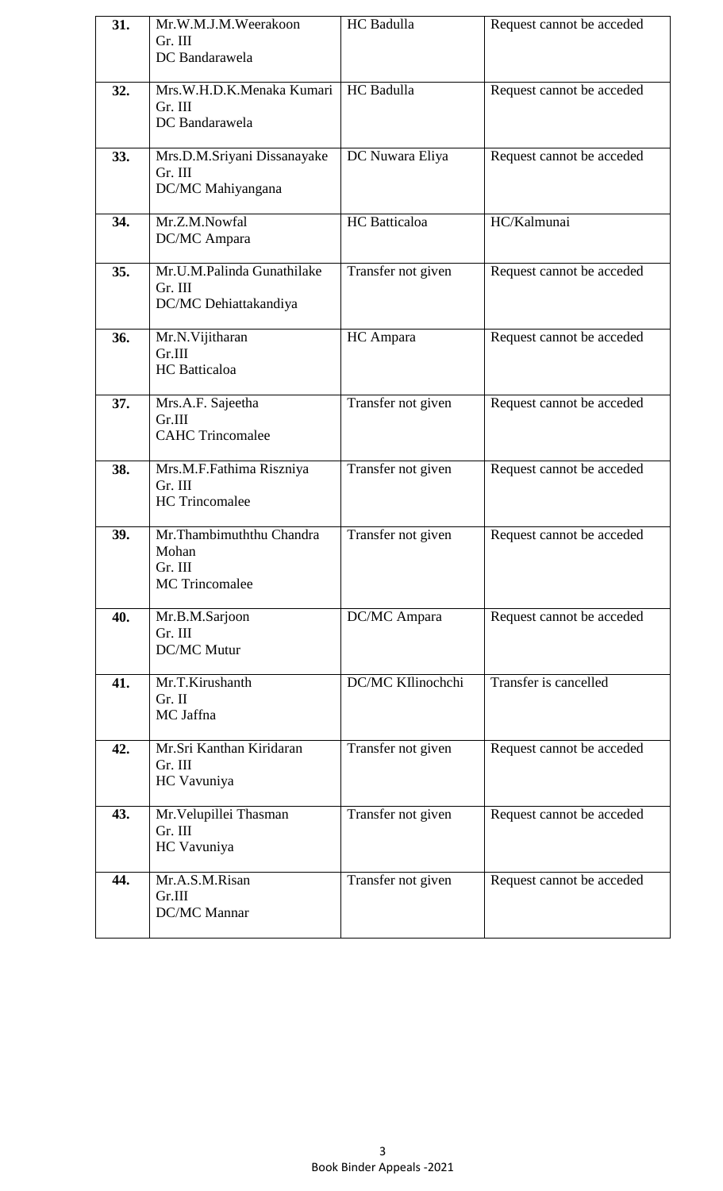| | | | |
|---|---|---|---|
| **31.** | Mr.W.M.J.M.Weerakoon<br>Gr. III<br>DC Bandarawela | HC Badulla | Request cannot be acceded |
| **32.** | Mrs.W.H.D.K.Menaka Kumari<br>Gr. III<br>DC Bandarawela | HC Badulla | Request cannot be acceded |
| **33.** | Mrs.D.M.Sriyani Dissanayake<br>Gr. III<br>DC/MC Mahiyangana | DC Nuwara Eliya | Request cannot be acceded |
| **34.** | Mr.Z.M.Nowfal<br>DC/MC Ampara | HC Batticaloa | HC/Kalmunai |
| **35.** | Mr.U.M.Palinda Gunathilake<br>Gr. III<br>DC/MC Dehiattakandiya | Transfer not given | Request cannot be acceded |
| **36.** | Mr.N.Vijitharan<br>Gr.III<br>HC Batticaloa | HC Ampara | Request cannot be acceded |
| **37.** | Mrs.A.F. Sajeetha<br>Gr.III<br>CAHC Trincomalee | Transfer not given | Request cannot be acceded |
| **38.** | Mrs.M.F.Fathima Riszniya<br>Gr. III<br>HC Trincomalee | Transfer not given | Request cannot be acceded |
| **39.** | Mr.Thambimuththu Chandra Mohan<br>Gr. III<br>MC Trincomalee | Transfer not given | Request cannot be acceded |
| **40.** | Mr.B.M.Sarjoon<br>Gr. III<br>DC/MC Mutur | DC/MC Ampara | Request cannot be acceded |
| **41.** | Mr.T.Kirushanth<br>Gr. II<br>MC Jaffna | DC/MC KIlinochchi | Transfer is cancelled |
| **42.** | Mr.Sri Kanthan Kiridaran<br>Gr. III<br>HC Vavuniya | Transfer not given | Request cannot be acceded |
| **43.** | Mr.Velupillei Thasman<br>Gr. III<br>HC Vavuniya | Transfer not given | Request cannot be acceded |
| **44.** | Mr.A.S.M.Risan<br>Gr.III<br>DC/MC Mannar | Transfer not given | Request cannot be acceded |

Book Binder Appeals -2021